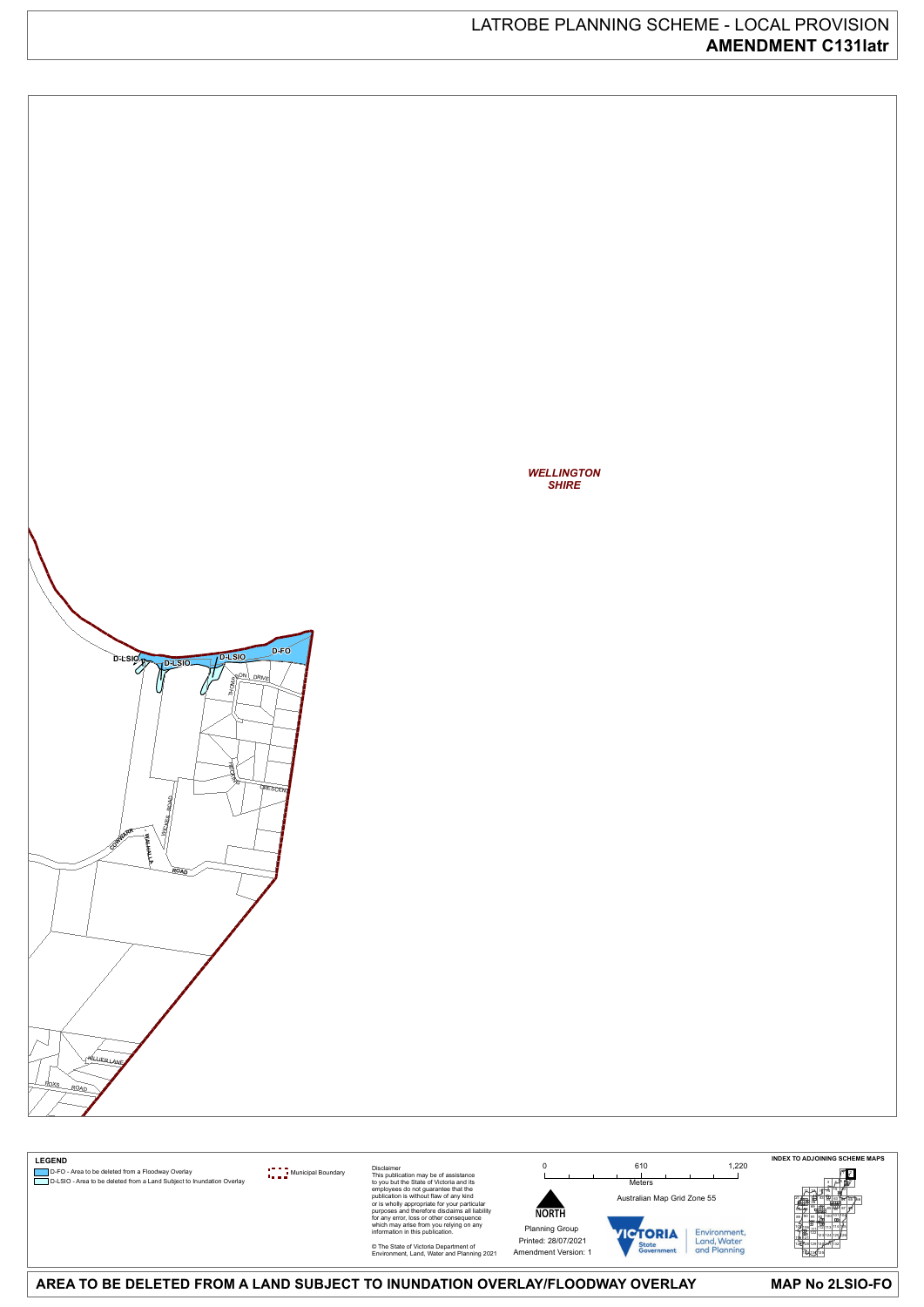LATROBE PLANNING SCHEME - LOCAL PROVISION
**AMENDMENT C131latr**

*WELLINGTON SHIRE*

D-LSIO
D-LSIO
D-LSIO
D-FO

**LEGEND**

- D-FO - Area to be deleted from a Floodway Overlay
- D-LSIO - Area to be deleted from a Land Subject to Inundation Overlay
- Municipal Boundary

Disclaimer
This publication may be of assistance to you but the State of Victoria and its employees do not guarantee that the publication is without flaw of any kind or is wholly appropriate for your particular purposes and therefore disclaims all liability for any error, loss or other consequence which may arise from you relying on any information in this publication.

© The State of Victoria Department of Environment, Land, Water and Planning 2021

0 — 610 — 1,220
Meters

Australian Map Grid Zone 55

NORTH

Planning Group
Printed: 28/07/2021
Amendment Version: 1

VICTORIA State Government — Environment, Land, Water and Planning

INDEX TO ADJOINING SCHEME MAPS

**AREA TO BE DELETED FROM A LAND SUBJECT TO INUNDATION OVERLAY/FLOODWAY OVERLAY**

**MAP No 2LSIO-FO**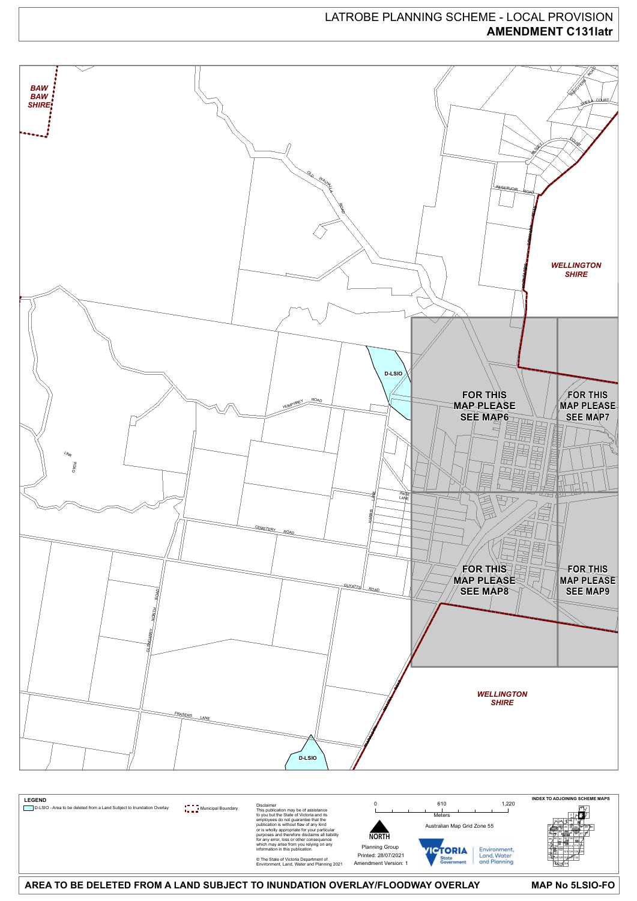# LATROBE PLANNING SCHEME - LOCAL PROVISION
## AMENDMENT C131latr

BAW BAW SHIRE

WELLINGTON SHIRE

D-LSIO

FOR THIS MAP PLEASE SEE MAP6

FOR THIS MAP PLEASE SEE MAP7

FOR THIS MAP PLEASE SEE MAP8

FOR THIS MAP PLEASE SEE MAP9

OLD WALHALLA ROAD

RESERVOIR ROAD

HUMPHREY ROAD

LINK ROAD

PAGE LANE

HARRIS LANE

CEMETERY ROAD

GUYATTS ROAD

GLENGARRY NORTH ROAD

FRASERS LANE

WELLINGTON SHIRE

D-LSIO

**LEGEND**

D-LSIO - Area to be deleted from a Land Subject to Inundation Overlay

Municipal Boundary

Disclaimer
This publication may be of assistance to you but the State of Victoria and its employees do not guarantee that the publication is without flaw of any kind or is wholly appropriate for your particular purposes and therefore disclaims all liability for any error, loss or other consequence which may arise from you relying on any information in this publication.

© The State of Victoria Department of Environment, Land, Water and Planning 2021

0 610 1,220
Meters

Australian Map Grid Zone 55

NORTH

Planning Group
Printed: 28/07/2021
Amendment Version: 1

VICTORIA State Government

Environment, Land, Water and Planning

INDEX TO ADJOINING SCHEME MAPS

**AREA TO BE DELETED FROM A LAND SUBJECT TO INUNDATION OVERLAY/FLOODWAY OVERLAY**

**MAP No 5LSIO-FO**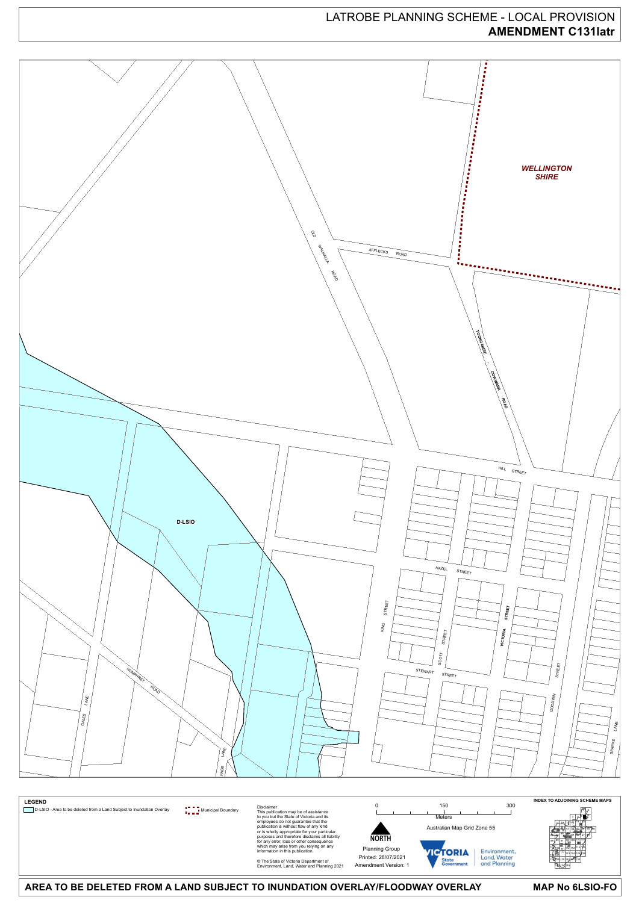# LATROBE PLANNING SCHEME - LOCAL PROVISION
## AMENDMENT C131latr

WELLINGTON SHIRE

OLD WALHALLA ROAD

AFFLECKS ROAD

TOONGABBIE - COWWARR ROAD

HILL STREET

D-LSIO

HAZEL STREET

KING STREET

SCOTT STREET

VICTORIA STREET

STEWART STREET

GOODWIN STREET

HUMPHREY ROAD

GALES LANE

PAGE LANE

SPARKS LANE

**LEGEND**

D-LSIO - Area to be deleted from a Land Subject to Inundation Overlay

Municipal Boundary

Disclaimer
This publication may be of assistance to you but the State of Victoria and its employees do not guarantee that the publication is without flaw of any kind or is wholly appropriate for your particular purposes and therefore disclaims all liability for any error, loss or other consequence which may arise from you relying on any information in this publication.

© The State of Victoria Department of Environment, Land, Water and Planning 2021

0 150 300
Meters

Australian Map Grid Zone 55

NORTH

Planning Group
Printed: 28/07/2021
Amendment Version: 1

VICTORIA State Government | Environment, Land, Water and Planning

INDEX TO ADJOINING SCHEME MAPS

**AREA TO BE DELETED FROM A LAND SUBJECT TO INUNDATION OVERLAY/FLOODWAY OVERLAY**

**MAP No 6LSIO-FO**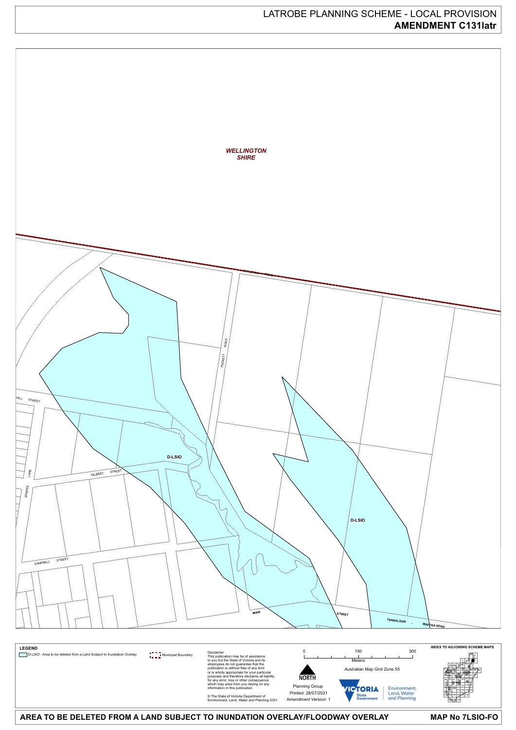# LATROBE PLANNING SCHEME - LOCAL PROVISION
## AMENDMENT C131latr

*WELLINGTON SHIRE*

MAFFRA ROAD

PACKETT ROAD

HALL STREET

GILBERT STREET

SPARKS LANE

CAMPBELL STREET

MAIN STREET

TRARALGON - MAFFRA ROAD

D-LSIO

D-LSIO

**LEGEND**

D-LSIO - Area to be deleted from a Land Subject to Inundation Overlay

Municipal Boundary

Disclaimer
This publication may be of assistance to you but the State of Victoria and its employees do not guarantee that the publication is without flaw of any kind or is wholly appropriate for your particular purposes and therefore disclaims all liability for any error, loss or other consequence which may arise from you relying on any information in this publication.

© The State of Victoria Department of Environment, Land, Water and Planning 2021

0 150 300
Meters

Australian Map Grid Zone 55

NORTH

Planning Group
Printed: 28/07/2021
Amendment Version: 1

VICTORIA State Government — Environment, Land, Water and Planning

INDEX TO ADJOINING SCHEME MAPS

**AREA TO BE DELETED FROM A LAND SUBJECT TO INUNDATION OVERLAY/FLOODWAY OVERLAY**

**MAP No 7LSIO-FO**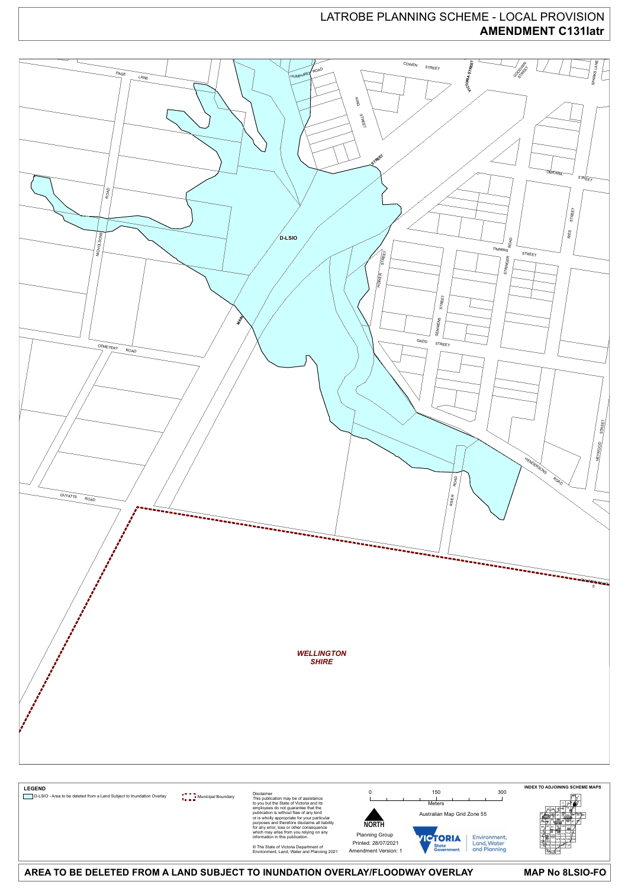LATROBE PLANNING SCHEME - LOCAL PROVISION
**AMENDMENT C131latr**

D-LSIO

WELLINGTON SHIRE

PAGE LANE
HUMPHREY ROAD
COWEN STREET
VICTORIA STREET
GOODWIN STREET
SPARKS LANE
KING STREET
STREET
O'MEARA STREET
RIES STREET
NICHOLSONS ROAD
TIMMINS STREET
STRINGER ROAD
HOWE STREET
SEMMENS STREET
GADD STREET
MAIN
CEMETERY ROAD
HEYWOOD STREET
HENDERSONS ROAD
RIVER ROAD
GUYATTS ROAD

**LEGEND**

D-LSIO - Area to be deleted from a Land Subject to Inundation Overlay

Municipal Boundary

Disclaimer
This publication may be of assistance to you but the State of Victoria and its employees do not guarantee that the publication is without flaw of any kind or is wholly appropriate for your particular purposes and therefore disclaims all liability for any error, loss or other consequence which may arise from you relying on any information in this publication.

© The State of Victoria Department of Environment, Land, Water and Planning 2021

0 150 300
Meters

Australian Map Grid Zone 55

NORTH

Planning Group
Printed: 28/07/2021
Amendment Version: 1

VICTORIA State Government | Environment, Land, Water and Planning

INDEX TO ADJOINING SCHEME MAPS

**AREA TO BE DELETED FROM A LAND SUBJECT TO INUNDATION OVERLAY/FLOODWAY OVERLAY**

**MAP No 8LSIO-FO**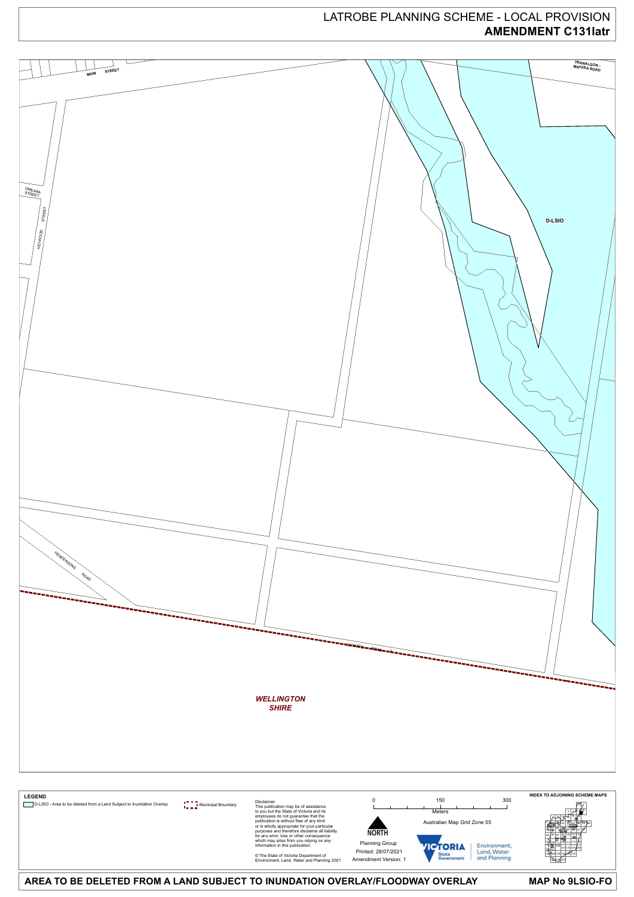LATROBE PLANNING SCHEME - LOCAL PROVISION
**AMENDMENT C131latr**

MAIN STREET

TRARALGON - MAFFRA ROAD

OMEARA STREET

HEYWOOD STREET

D-LSIO

HENDERSONS ROAD

*WELLINGTON SHIRE*

**LEGEND**

D-LSIO - Area to be deleted from a Land Subject to Inundation Overlay

Municipal Boundary

Disclaimer
This publication may be of assistance to you but the State of Victoria and its employees do not guarantee that the publication is without flaw of any kind or is wholly appropriate for your particular purposes and therefore disclaims all liability for any error, loss or other consequence which may arise from you relying on any information in this publication.

© The State of Victoria Department of Environment, Land, Water and Planning 2021

0 150 300
Meters

Australian Map Grid Zone 55

NORTH

Planning Group
Printed: 28/07/2021
Amendment Version: 1

VICTORIA State Government — Environment, Land, Water and Planning

INDEX TO ADJOINING SCHEME MAPS

**AREA TO BE DELETED FROM A LAND SUBJECT TO INUNDATION OVERLAY/FLOODWAY OVERLAY**

**MAP No 9LSIO-FO**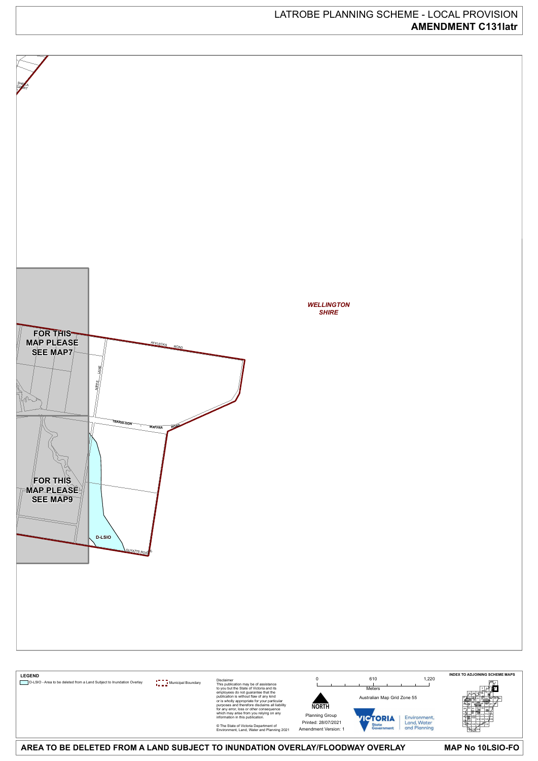LATROBE PLANNING SCHEME - LOCAL PROVISION
**AMENDMENT C131latr**

SHEILA COURT

FOR THIS MAP PLEASE SEE MAP7

AFFLECKS ROAD

NIPPE LANE

*WELLINGTON SHIRE*

TRARALGON - MAFFRA ROAD

FOR THIS MAP PLEASE SEE MAP9

D-LSIO

GUYATTS ROAD

**LEGEND**

D-LSIO - Area to be deleted from a Land Subject to Inundation Overlay

Municipal Boundary

Disclaimer
This publication may be of assistance to you but the State of Victoria and its employees do not guarantee that the publication is without flaw of any kind or is wholly appropriate for your particular purposes and therefore disclaims all liability for any error, loss or other consequence which may arise from you relying on any information in this publication.

© The State of Victoria Department of Environment, Land, Water and Planning 2021

0 610 1,220
Meters

Australian Map Grid Zone 55

NORTH

Planning Group
Printed: 28/07/2021
Amendment Version: 1

VICTORIA State Government | Environment, Land, Water and Planning

INDEX TO ADJOINING SCHEME MAPS

**AREA TO BE DELETED FROM A LAND SUBJECT TO INUNDATION OVERLAY/FLOODWAY OVERLAY**

**MAP No 10LSIO-FO**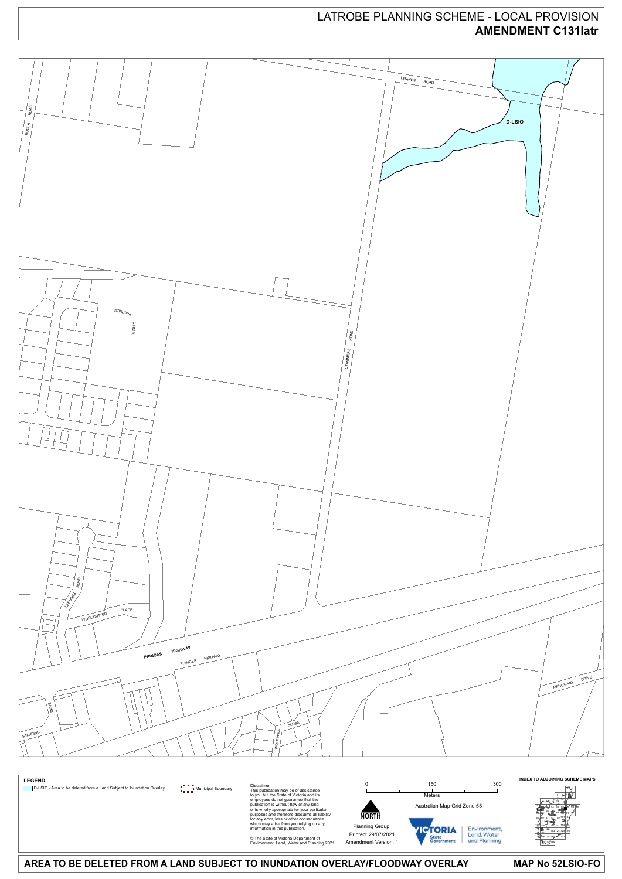LATROBE PLANNING SCHEME - LOCAL PROVISION
**AMENDMENT C131latr**

DRANES ROAD

D-LSIO

ROGLA ROAD

STIRLOCH CIRCUIT

STAMMERS ROAD

LEESONS ROAD

WOODCUTTER PLACE

PRINCES HIGHWAY

PRINCES HIGHWAY

MAHOGANY DRIVE

DRIVE

STANDING

CLOSE

WOODMAN

**LEGEND**

D-LSIO - Area to be deleted from a Land Subject to Inundation Overlay

Municipal Boundary

Disclaimer
This publication may be of assistance to you but the State of Victoria and its employees do not guarantee that the publication is without flaw of any kind or is wholly appropriate for your particular purposes and therefore disclaims all liability for any error, loss or other consequence which may arise from you relying on any information in this publication.

© The State of Victoria Department of Environment, Land, Water and Planning 2021

0 150 300
Meters

Australian Map Grid Zone 55

NORTH

Planning Group
Printed: 29/07/2021
Amendment Version: 1

VICTORIA State Government | Environment, Land, Water and Planning

**INDEX TO ADJOINING SCHEME MAPS**

**AREA TO BE DELETED FROM A LAND SUBJECT TO INUNDATION OVERLAY/FLOODWAY OVERLAY**

**MAP No 52LSIO-FO**